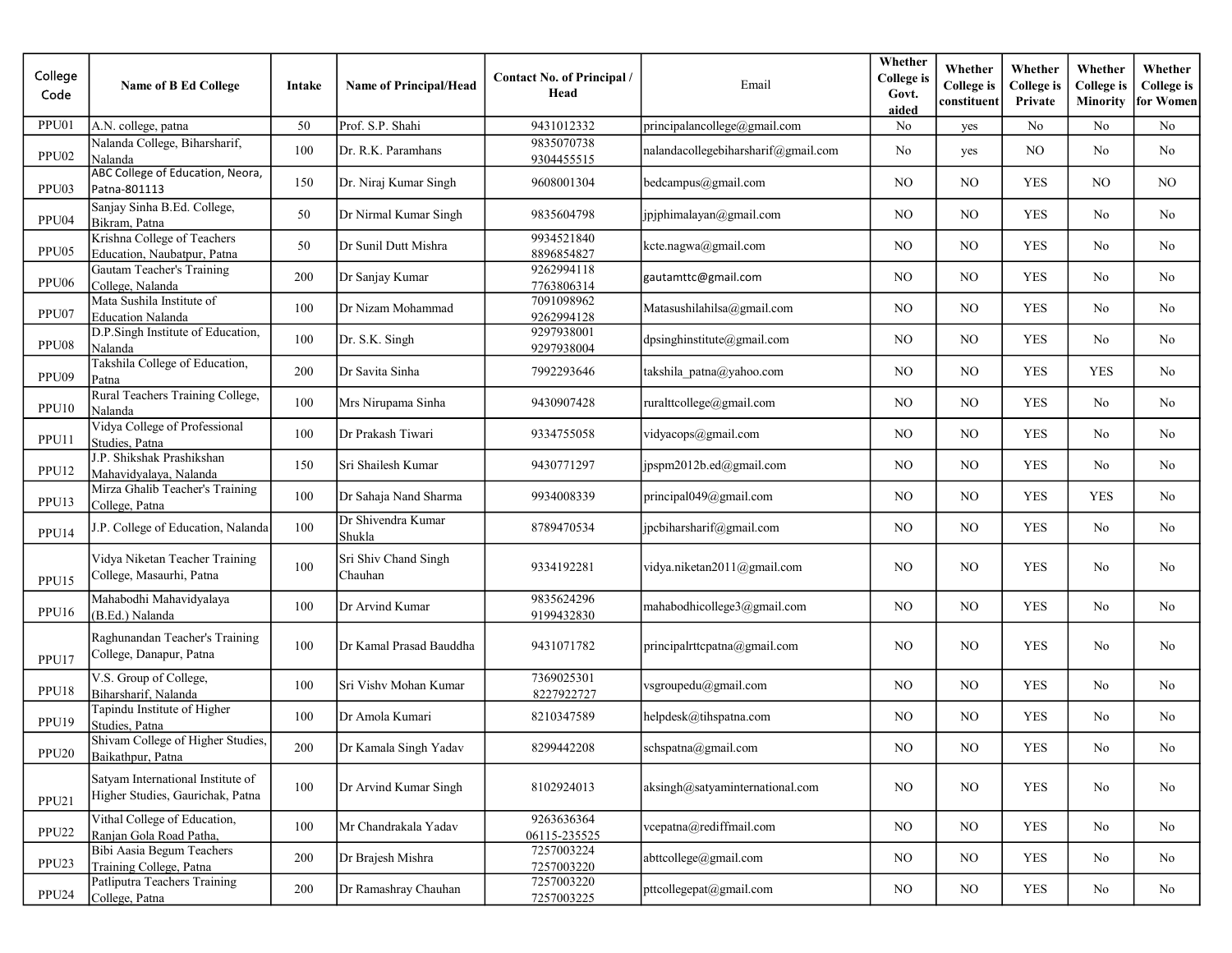| College Code | Name of B Ed College | Intake | Name of Principal/Head | Contact No. of Principal / Head | Email | Whether College is Govt. aided | Whether College is constituent | Whether College is Private | Whether College is Minority | Whether College is for Women |
|---|---|---|---|---|---|---|---|---|---|---|
| PPU01 | A.N. college, patna | 50 | Prof. S.P. Shahi | 9431012332 | principalancollege@gmail.com | No | yes | No | No | No |
| PPU02 | Nalanda College, Biharsharif, Nalanda | 100 | Dr. R.K. Paramhans | 9835070738 9304455515 | nalandacollegebiharsharif@gmail.com | No | yes | NO | No | No |
| PPU03 | ABC College of Education, Neora, Patna-801113 | 150 | Dr. Niraj Kumar Singh | 9608001304 | bedcampus@gmail.com | NO | NO | YES | NO | NO |
| PPU04 | Sanjay Sinha B.Ed. College, Bikram, Patna | 50 | Dr Nirmal Kumar Singh | 9835604798 | jpjphimalayan@gmail.com | NO | NO | YES | No | No |
| PPU05 | Krishna College of Teachers Education, Naubatpur, Patna | 50 | Dr Sunil Dutt Mishra | 9934521840 8896854827 | kcte.nagwa@gmail.com | NO | NO | YES | No | No |
| PPU06 | Gautam Teacher's Training College, Nalanda | 200 | Dr Sanjay Kumar | 9262994118 7763806314 | gautamttc@gmail.com | NO | NO | YES | No | No |
| PPU07 | Mata Sushila Institute of Education Nalanda | 100 | Dr Nizam Mohammad | 7091098962 9262994128 | Matasushilahilsa@gmail.com | NO | NO | YES | No | No |
| PPU08 | D.P.Singh Institute of Education, Nalanda | 100 | Dr. S.K. Singh | 9297938001 9297938004 | dpsinghinstitute@gmail.com | NO | NO | YES | No | No |
| PPU09 | Takshila College of Education, Patna | 200 | Dr Savita Sinha | 7992293646 | takshila_patna@yahoo.com | NO | NO | YES | YES | No |
| PPU10 | Rural Teachers Training College, Nalanda | 100 | Mrs Nirupama Sinha | 9430907428 | ruralttcollege@gmail.com | NO | NO | YES | No | No |
| PPU11 | Vidya College of Professional Studies, Patna | 100 | Dr Prakash Tiwari | 9334755058 | vidyacops@gmail.com | NO | NO | YES | No | No |
| PPU12 | J.P. Shikshak Prashikshan Mahavidyalaya, Nalanda | 150 | Sri Shailesh Kumar | 9430771297 | jpspm2012b.ed@gmail.com | NO | NO | YES | No | No |
| PPU13 | Mirza Ghalib Teacher's Training College, Patna | 100 | Dr Sahaja Nand Sharma | 9934008339 | principal049@gmail.com | NO | NO | YES | YES | No |
| PPU14 | J.P. College of Education, Nalanda | 100 | Dr Shivendra Kumar Shukla | 8789470534 | jpcbiharsharif@gmail.com | NO | NO | YES | No | No |
| PPU15 | Vidya Niketan Teacher Training College, Masaurhi, Patna | 100 | Sri Shiv Chand Singh Chauhan | 9334192281 | vidya.niketan2011@gmail.com | NO | NO | YES | No | No |
| PPU16 | Mahabodhi Mahavidyalaya (B.Ed.) Nalanda | 100 | Dr Arvind Kumar | 9835624296 9199432830 | mahabodhicollege3@gmail.com | NO | NO | YES | No | No |
| PPU17 | Raghunandan Teacher's Training College, Danapur, Patna | 100 | Dr Kamal Prasad Bauddha | 9431071782 | principalrttcpatna@gmail.com | NO | NO | YES | No | No |
| PPU18 | V.S. Group of College, Biharsharif, Nalanda | 100 | Sri Vishv Mohan Kumar | 7369025301 8227922727 | vsgroupedu@gmail.com | NO | NO | YES | No | No |
| PPU19 | Tapindu Institute of Higher Studies, Patna | 100 | Dr Amola Kumari | 8210347589 | helpdesk@tihspatna.com | NO | NO | YES | No | No |
| PPU20 | Shivam College of Higher Studies, Baikathpur, Patna | 200 | Dr Kamala Singh Yadav | 8299442208 | schspatna@gmail.com | NO | NO | YES | No | No |
| PPU21 | Satyam International Institute of Higher Studies, Gaurichak, Patna | 100 | Dr Arvind Kumar Singh | 8102924013 | aksingh@satyaminternational.com | NO | NO | YES | No | No |
| PPU22 | Vithal College of Education, Ranjan Gola Road Patha, | 100 | Mr Chandrakala Yadav | 9263636364 06115-235525 | vcepatna@rediffmail.com | NO | NO | YES | No | No |
| PPU23 | Bibi Aasia Begum Teachers Training College, Patna | 200 | Dr Brajesh Mishra | 7257003224 7257003220 | abttcollege@gmail.com | NO | NO | YES | No | No |
| PPU24 | Patliputra Teachers Training College, Patna | 200 | Dr Ramashray Chauhan | 7257003220 7257003225 | pttcollegepat@gmail.com | NO | NO | YES | No | No |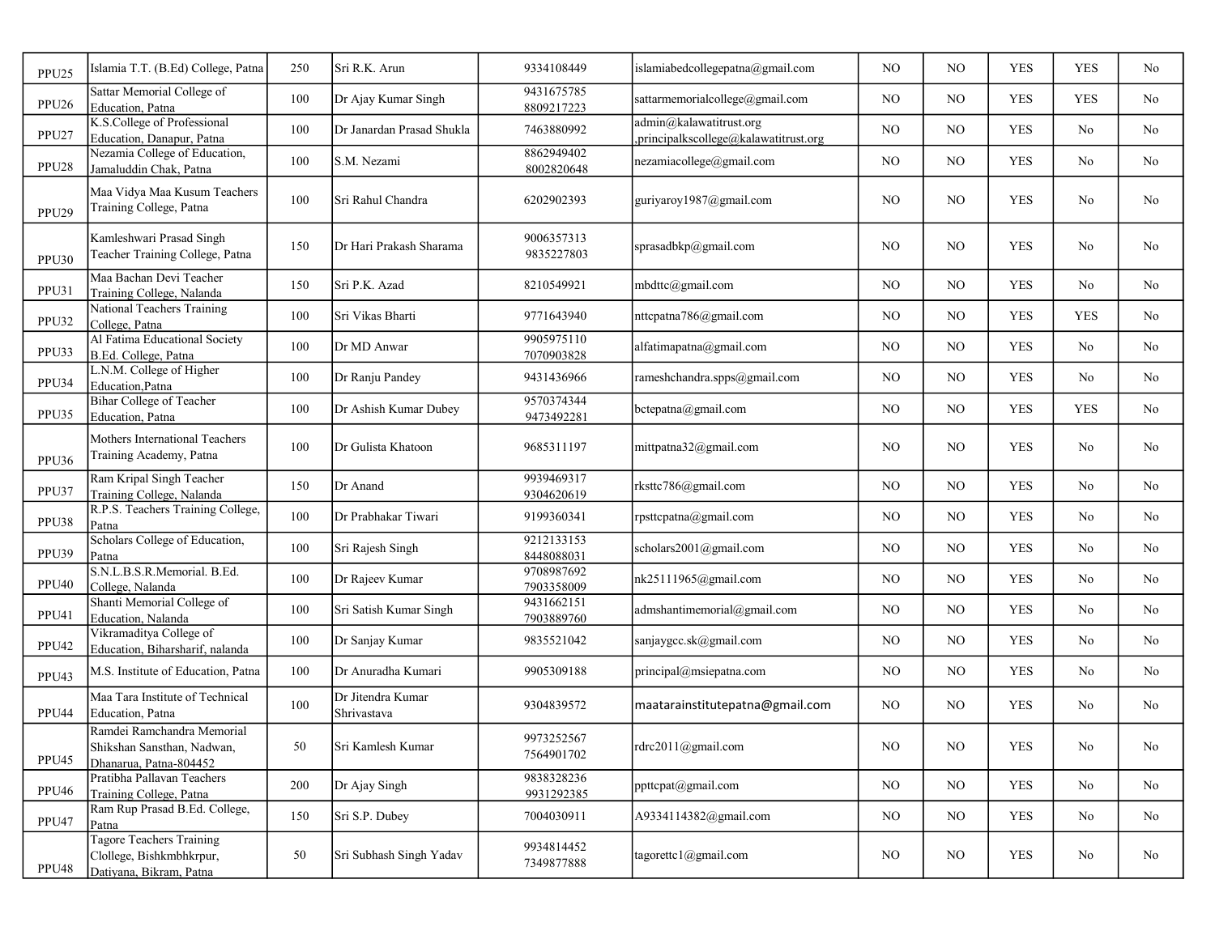| | | | | | | | | | | |
|---|---|---|---|---|---|---|---|---|---|---|
| PPU25 | Islamia T.T. (B.Ed) College, Patna | 250 | Sri R.K. Arun | 9334108449 | islamiabedcollegepatna@gmail.com | NO | NO | YES | YES | No |
| PPU26 | Sattar Memorial College of Education, Patna | 100 | Dr Ajay Kumar Singh | 9431675785 8809217223 | sattarmemorialcollege@gmail.com | NO | NO | YES | YES | No |
| PPU27 | K.S.College of Professional Education, Danapur, Patna | 100 | Dr Janardan Prasad Shukla | 7463880992 | admin@kalawatitrust.org ,principalkscollege@kalawatitrust.org | NO | NO | YES | No | No |
| PPU28 | Nezamia College of Education, Jamaluddin Chak, Patna | 100 | S.M. Nezami | 8862949402 8002820648 | nezamiacollege@gmail.com | NO | NO | YES | No | No |
| PPU29 | Maa Vidya Maa Kusum Teachers Training College, Patna | 100 | Sri Rahul Chandra | 6202902393 | guriyaroy1987@gmail.com | NO | NO | YES | No | No |
| PPU30 | Kamleshwari Prasad Singh Teacher Training College, Patna | 150 | Dr Hari Prakash Sharama | 9006357313 9835227803 | sprasadbkp@gmail.com | NO | NO | YES | No | No |
| PPU31 | Maa Bachan Devi Teacher Training College, Nalanda | 150 | Sri P.K. Azad | 8210549921 | mbdttc@gmail.com | NO | NO | YES | No | No |
| PPU32 | National Teachers Training College, Patna | 100 | Sri Vikas Bharti | 9771643940 | nttcpatna786@gmail.com | NO | NO | YES | YES | No |
| PPU33 | Al Fatima Educational Society B.Ed. College, Patna | 100 | Dr MD Anwar | 9905975110 7070903828 | alfatimapatna@gmail.com | NO | NO | YES | No | No |
| PPU34 | L.N.M. College of Higher Education,Patna | 100 | Dr Ranju Pandey | 9431436966 | rameshchandra.spps@gmail.com | NO | NO | YES | No | No |
| PPU35 | Bihar College of Teacher Education, Patna | 100 | Dr Ashish Kumar Dubey | 9570374344 9473492281 | bctepatna@gmail.com | NO | NO | YES | YES | No |
| PPU36 | Mothers International Teachers Training Academy, Patna | 100 | Dr Gulista Khatoon | 9685311197 | mittpatna32@gmail.com | NO | NO | YES | No | No |
| PPU37 | Ram Kripal Singh Teacher Training College, Nalanda | 150 | Dr Anand | 9939469317 9304620619 | rksttc786@gmail.com | NO | NO | YES | No | No |
| PPU38 | R.P.S. Teachers Training College, Patna | 100 | Dr Prabhakar Tiwari | 9199360341 | rpsttcpatna@gmail.com | NO | NO | YES | No | No |
| PPU39 | Scholars College of Education, Patna | 100 | Sri Rajesh Singh | 9212133153 8448088031 | scholars2001@gmail.com | NO | NO | YES | No | No |
| PPU40 | S.N.L.B.S.R.Memorial. B.Ed. College, Nalanda | 100 | Dr Rajeev Kumar | 9708987692 7903358009 | nk25111965@gmail.com | NO | NO | YES | No | No |
| PPU41 | Shanti Memorial College of Education, Nalanda | 100 | Sri Satish Kumar Singh | 9431662151 7903889760 | admshantimemorial@gmail.com | NO | NO | YES | No | No |
| PPU42 | Vikramaditya College of Education, Biharsharif, nalanda | 100 | Dr Sanjay Kumar | 9835521042 | sanjaygcc.sk@gmail.com | NO | NO | YES | No | No |
| PPU43 | M.S. Institute of Education, Patna | 100 | Dr Anuradha Kumari | 9905309188 | principal@msiepatna.com | NO | NO | YES | No | No |
| PPU44 | Maa Tara Institute of Technical Education, Patna | 100 | Dr Jitendra Kumar Shrivastava | 9304839572 | maatarainstitutepatna@gmail.com | NO | NO | YES | No | No |
| PPU45 | Ramdei Ramchandra Memorial Shikshan Sansthan, Nadwan, Dhanarua, Patna-804452 | 50 | Sri Kamlesh Kumar | 9973252567 7564901702 | rdrc2011@gmail.com | NO | NO | YES | No | No |
| PPU46 | Pratibha Pallavan Teachers Training College, Patna | 200 | Dr Ajay Singh | 9838328236 9931292385 | ppttcpat@gmail.com | NO | NO | YES | No | No |
| PPU47 | Ram Rup Prasad B.Ed. College, Patna | 150 | Sri S.P. Dubey | 7004030911 | A9334114382@gmail.com | NO | NO | YES | No | No |
| PPU48 | Tagore Teachers Training Clollege, Bishkmbhkrpur, Datiyana, Bikram, Patna | 50 | Sri Subhash Singh Yadav | 9934814452 7349877888 | tagorettc1@gmail.com | NO | NO | YES | No | No |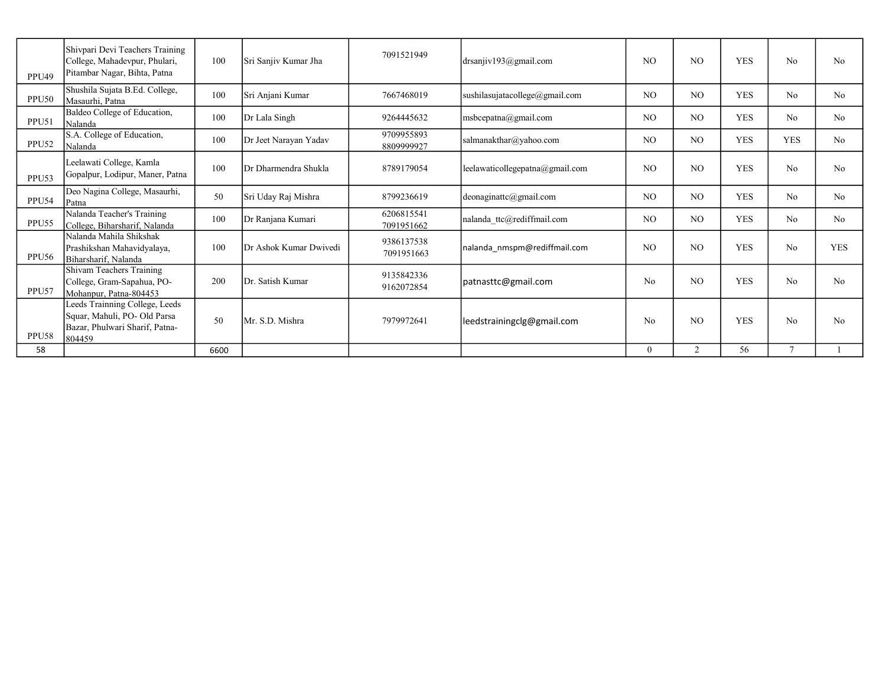| | | | | | | | | | | |
|---|---|---|---|---|---|---|---|---|---|---|
| PPU49 | Shivpari Devi Teachers Training College, Mahadevpur, Phulari, Pitambar Nagar, Bihta, Patna | 100 | Sri Sanjiv Kumar Jha | 7091521949 | drsanjiv193@gmail.com | NO | NO | YES | No | No |
| PPU50 | Shushila Sujata B.Ed. College, Masaurhi, Patna | 100 | Sri Anjani Kumar | 7667468019 | sushilasujatcollege@gmail.com | NO | NO | YES | No | No |
| PPU51 | Baldeo College of Education, Nalanda | 100 | Dr Lala Singh | 9264445632 | msbcepatna@gmail.com | NO | NO | YES | No | No |
| PPU52 | S.A. College of Education, Nalanda | 100 | Dr Jeet Narayan Yadav | 9709955893 8809999927 | salmanakthar@yahoo.com | NO | NO | YES | YES | No |
| PPU53 | Leelawati College, Kamla Gopalpur, Lodipur, Maner, Patna | 100 | Dr Dharmendra Shukla | 8789179054 | leelawaticollegepatna@gmail.com | NO | NO | YES | No | No |
| PPU54 | Deo Nagina College, Masaurhi, Patna | 50 | Sri Uday Raj Mishra | 8799236619 | deonaginattc@gmail.com | NO | NO | YES | No | No |
| PPU55 | Nalanda Teacher's Training College, Biharsharif, Nalanda | 100 | Dr Ranjana Kumari | 6206815541 7091951662 | nalanda_ttc@rediffmail.com | NO | NO | YES | No | No |
| PPU56 | Nalanda Mahila Shikshak Prashikshan Mahavidyalaya, Biharsharif, Nalanda | 100 | Dr Ashok Kumar Dwivedi | 9386137538 7091951663 | nalanda_nmspm@rediffmail.com | NO | NO | YES | No | YES |
| PPU57 | Shivam Teachers Training College, Gram-Sapahua, PO-Mohanpur, Patna-804453 | 200 | Dr. Satish Kumar | 9135842336 9162072854 | patnasttc@gmail.com | No | NO | YES | No | No |
| PPU58 | Leeds Trainning College, Leeds Squar, Mahuli, PO- Old Parsa Bazar, Phulwari Sharif, Patna-804459 | 50 | Mr. S.D. Mishra | 7979972641 | leedstrainingclg@gmail.com | No | NO | YES | No | No |
| 58 | | 6600 | | | | 0 | 2 | 56 | 7 | 1 |